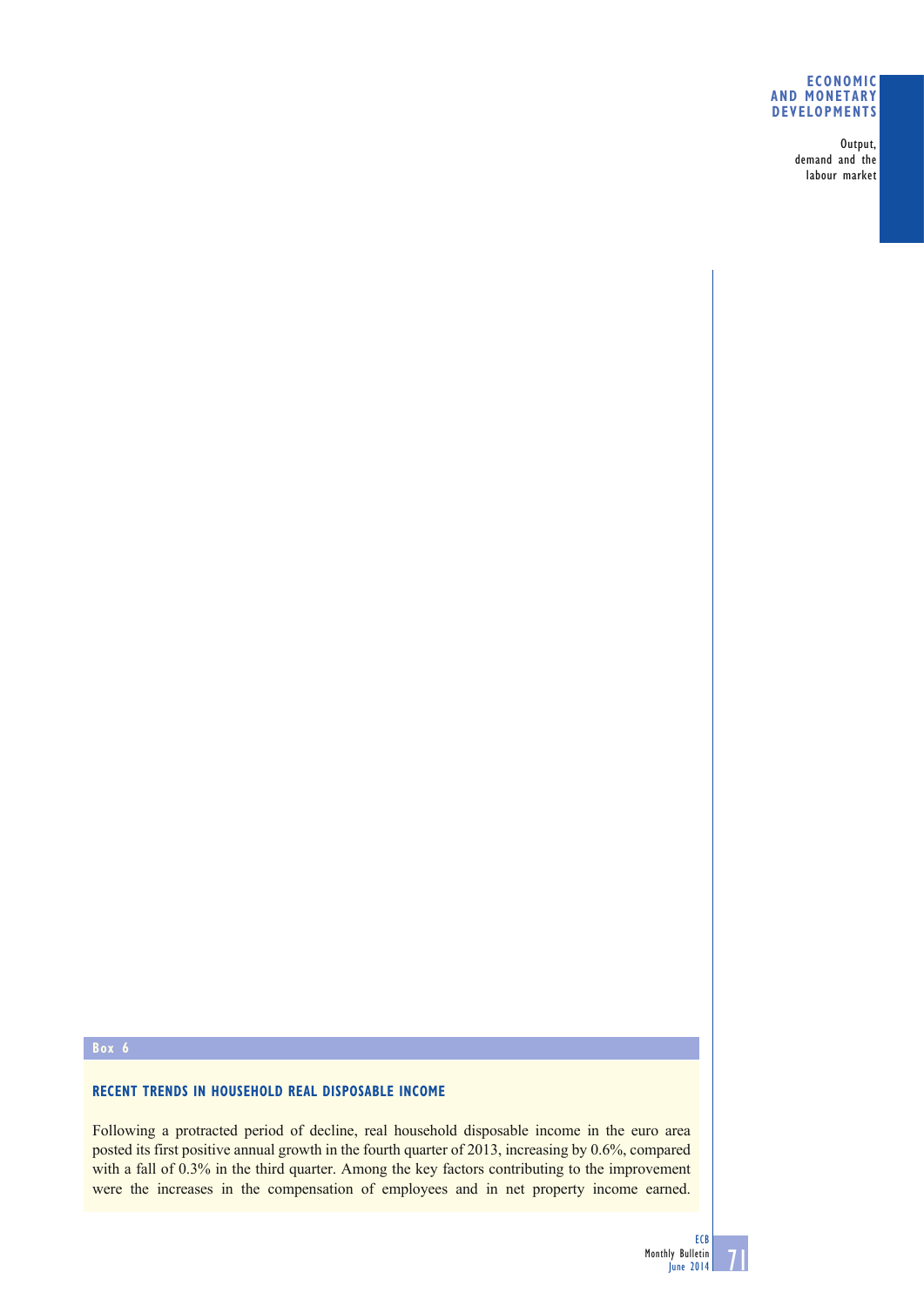**Box 6**

## RECENT TRENDS IN HOUSEHOLD REAL DISPOSABLE INCOME

Following a protracted period of decline, real household disposable income in the euro area posted its first positive annual growth in the fourth quarter of 2013, increasing by 0.6%, compared with a fall of 0.3% in the third quarter. Among the key factors contributing to the improvement were the increases in the compensation of employees and in net property income earned.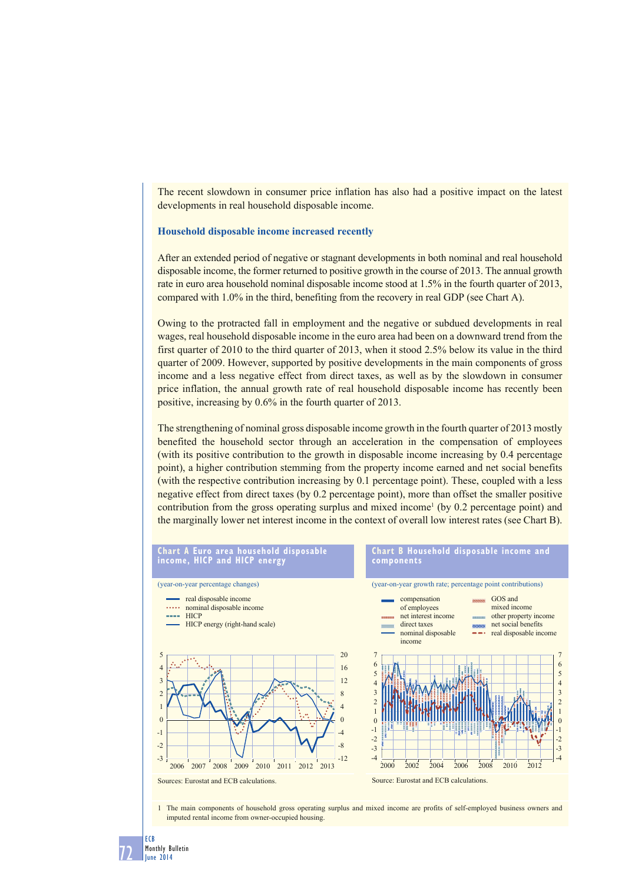The recent slowdown in consumer price inflation has also had a positive impact on the latest developments in real household disposable income.

### Household disposable income increased recently

After an extended period of negative or stagnant developments in both nominal and real household disposable income, the former returned to positive growth in the course of 2013. The annual growth rate in euro area household nominal disposable income stood at 1.5% in the fourth quarter of 2013, compared with 1.0% in the third, benefiting from the recovery in real GDP (see Chart A).

Owing to the protracted fall in employment and the negative or subdued developments in real wages, real household disposable income in the euro area had been on a downward trend from the first quarter of 2010 to the third quarter of 2013, when it stood 2.5% below its value in the third quarter of 2009. However, supported by positive developments in the main components of gross income and a less negative effect from direct taxes, as well as by the slowdown in consumer price inflation, the annual growth rate of real household disposable income has recently been positive, increasing by 0.6% in the fourth quarter of 2013.

The strengthening of nominal gross disposable income growth in the fourth quarter of 2013 mostly benefited the household sector through an acceleration in the compensation of employees (with its positive contribution to the growth in disposable income increasing by 0.4 percentage point), a higher contribution stemming from the property income earned and net social benefits (with the respective contribution increasing by 0.1 percentage point). These, coupled with a less negative effect from direct taxes (by 0.2 percentage point), more than offset the smaller positive contribution from the gross operating surplus and mixed income[1] (by 0.2 percentage point) and the marginally lower net interest income in the context of overall low interest rates (see Chart B).

**Chart A Euro area household disposable income, HICP and HICP energy**

(year-on-year percentage changes)

Sources: Eurostat and ECB calculations.

**Chart B Household disposable income and components**

(year-on-year growth rate; percentage point contributions)

Source: Eurostat and ECB calculations.

1 The main components of household gross operating surplus and mixed income are profits of self-employed business owners and imputed rental income from owner-occupied housing.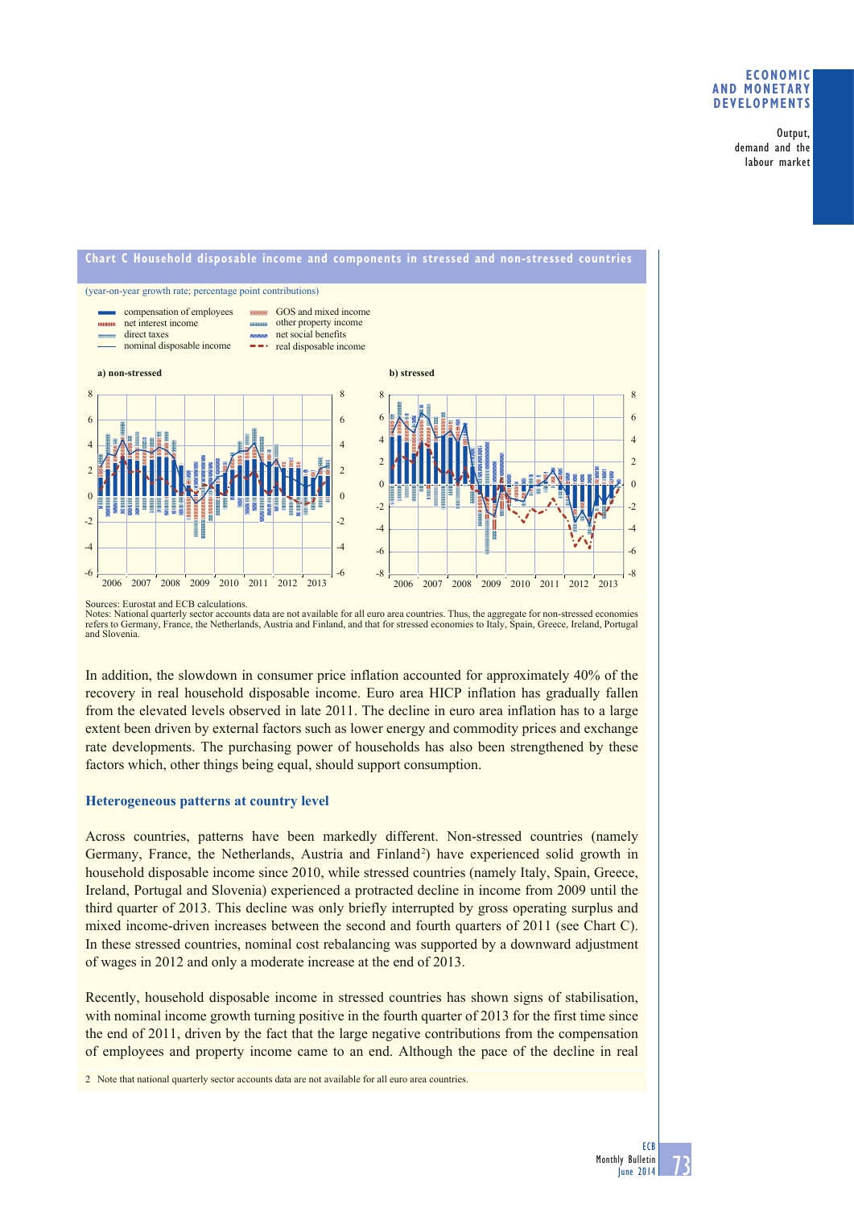**Chart C Household disposable income and components in stressed and non-stressed countries**

(year-on-year growth rate; percentage point contributions)

- compensation of employees
- net interest income
- direct taxes
- nominal disposable income
- GOS and mixed income
- other property income
- net social benefits
- real disposable income

a) non-stressed

b) stressed

Sources: Eurostat and ECB calculations.
Notes: National quarterly sector accounts data are not available for all euro area countries. Thus, the aggregate for non-stressed economies refers to Germany, France, the Netherlands, Austria and Finland, and that for stressed economies to Italy, Spain, Greece, Ireland, Portugal and Slovenia.

In addition, the slowdown in consumer price inflation accounted for approximately 40% of the recovery in real household disposable income. Euro area HICP inflation has gradually fallen from the elevated levels observed in late 2011. The decline in euro area inflation has to a large extent been driven by external factors such as lower energy and commodity prices and exchange rate developments. The purchasing power of households has also been strengthened by these factors which, other things being equal, should support consumption.

### Heterogeneous patterns at country level

Across countries, patterns have been markedly different. Non-stressed countries (namely Germany, France, the Netherlands, Austria and Finland[2]) have experienced solid growth in household disposable income since 2010, while stressed countries (namely Italy, Spain, Greece, Ireland, Portugal and Slovenia) experienced a protracted decline in income from 2009 until the third quarter of 2013. This decline was only briefly interrupted by gross operating surplus and mixed income-driven increases between the second and fourth quarters of 2011 (see Chart C). In these stressed countries, nominal cost rebalancing was supported by a downward adjustment of wages in 2012 and only a moderate increase at the end of 2013.

Recently, household disposable income in stressed countries has shown signs of stabilisation, with nominal income growth turning positive in the fourth quarter of 2013 for the first time since the end of 2011, driven by the fact that the large negative contributions from the compensation of employees and property income came to an end. Although the pace of the decline in real

2 Note that national quarterly sector accounts data are not available for all euro area countries.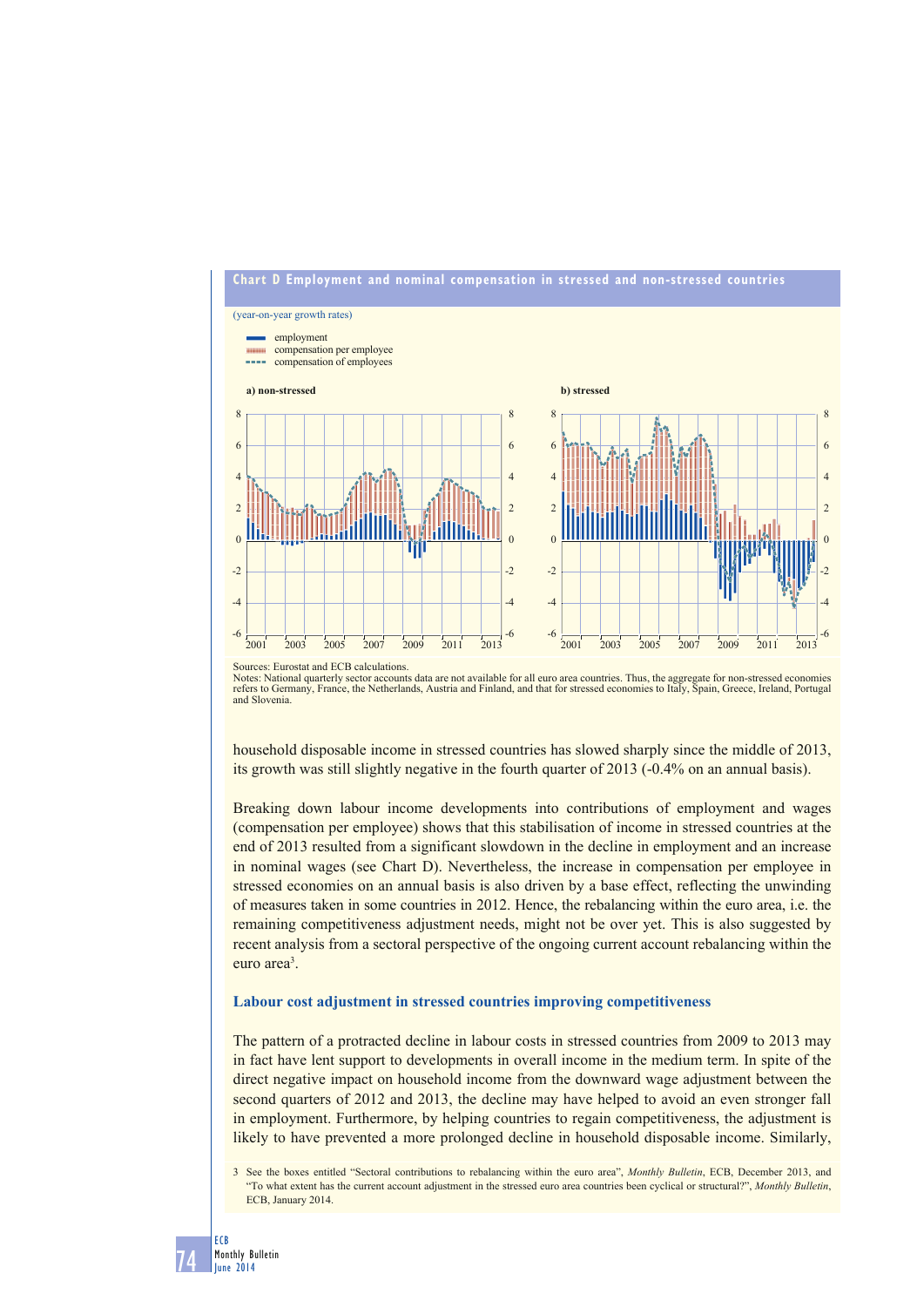**Chart D Employment and nominal compensation in stressed and non-stressed countries**

(year-on-year growth rates)

- employment
- compensation per employee
- compensation of employees

a) non-stressed

b) stressed

Sources: Eurostat and ECB calculations.
Notes: National quarterly sector accounts data are not available for all euro area countries. Thus, the aggregate for non-stressed economies refers to Germany, France, the Netherlands, Austria and Finland, and that for stressed economies to Italy, Spain, Greece, Ireland, Portugal and Slovenia.

household disposable income in stressed countries has slowed sharply since the middle of 2013, its growth was still slightly negative in the fourth quarter of 2013 (-0.4% on an annual basis).

Breaking down labour income developments into contributions of employment and wages (compensation per employee) shows that this stabilisation of income in stressed countries at the end of 2013 resulted from a significant slowdown in the decline in employment and an increase in nominal wages (see Chart D). Nevertheless, the increase in compensation per employee in stressed economies on an annual basis is also driven by a base effect, reflecting the unwinding of measures taken in some countries in 2012. Hence, the rebalancing within the euro area, i.e. the remaining competitiveness adjustment needs, might not be over yet. This is also suggested by recent analysis from a sectoral perspective of the ongoing current account rebalancing within the euro area[3].

### Labour cost adjustment in stressed countries improving competitiveness

The pattern of a protracted decline in labour costs in stressed countries from 2009 to 2013 may in fact have lent support to developments in overall income in the medium term. In spite of the direct negative impact on household income from the downward wage adjustment between the second quarters of 2012 and 2013, the decline may have helped to avoid an even stronger fall in employment. Furthermore, by helping countries to regain competitiveness, the adjustment is likely to have prevented a more prolonged decline in household disposable income. Similarly,

3 See the boxes entitled "Sectoral contributions to rebalancing within the euro area", *Monthly Bulletin*, ECB, December 2013, and "To what extent has the current account adjustment in the stressed euro area countries been cyclical or structural?", *Monthly Bulletin*, ECB, January 2014.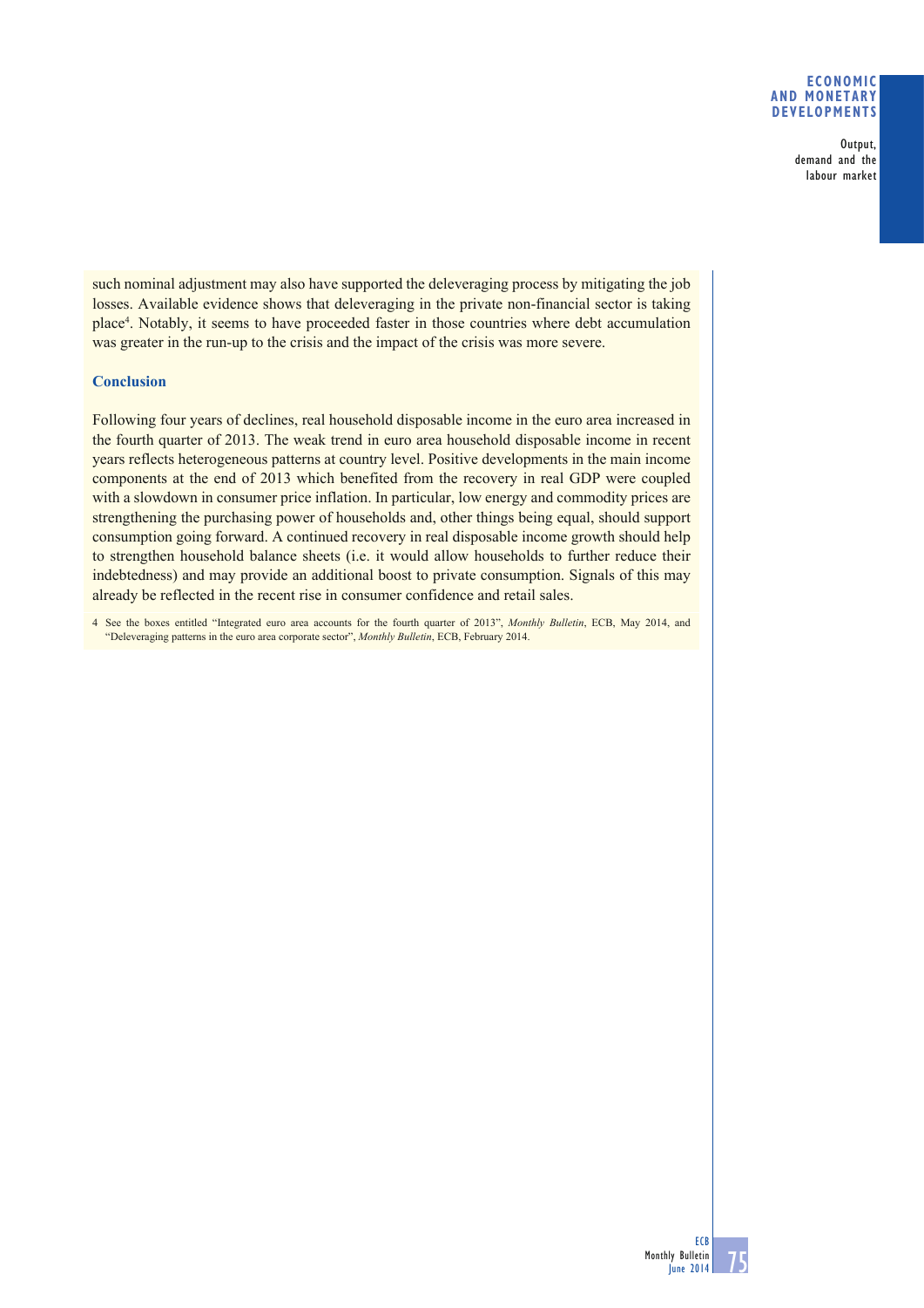such nominal adjustment may also have supported the deleveraging process by mitigating the job losses. Available evidence shows that deleveraging in the private non-financial sector is taking place[4]. Notably, it seems to have proceeded faster in those countries where debt accumulation was greater in the run-up to the crisis and the impact of the crisis was more severe.

### Conclusion

Following four years of declines, real household disposable income in the euro area increased in the fourth quarter of 2013. The weak trend in euro area household disposable income in recent years reflects heterogeneous patterns at country level. Positive developments in the main income components at the end of 2013 which benefited from the recovery in real GDP were coupled with a slowdown in consumer price inflation. In particular, low energy and commodity prices are strengthening the purchasing power of households and, other things being equal, should support consumption going forward. A continued recovery in real disposable income growth should help to strengthen household balance sheets (i.e. it would allow households to further reduce their indebtedness) and may provide an additional boost to private consumption. Signals of this may already be reflected in the recent rise in consumer confidence and retail sales.

4 See the boxes entitled "Integrated euro area accounts for the fourth quarter of 2013", *Monthly Bulletin*, ECB, May 2014, and "Deleveraging patterns in the euro area corporate sector", *Monthly Bulletin*, ECB, February 2014.